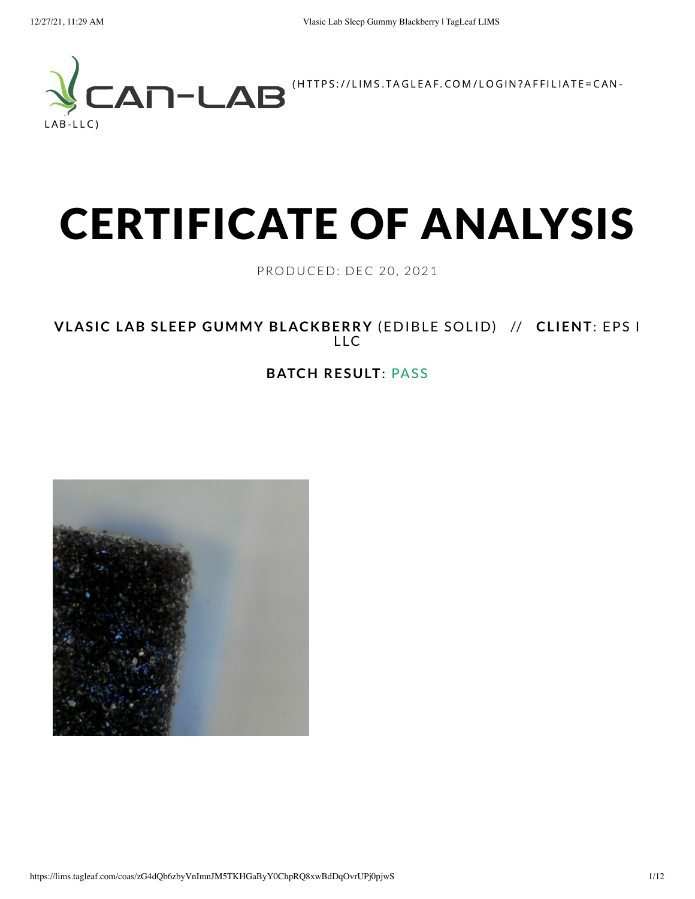CAN-LAB (HTTPS://LIMS.TAGLEAF.COM/LOGIN?AFFILIATE=CAN-LAB-LLC)

# CERTIFICATE OF ANALYSIS

PRODUCED: DEC 20, 2021

**VLASIC LAB SLEEP GUMMY BLACKBERRY** (EDIBLE SOLID) // **CLIENT**: EPS I LLC

**BATCH RESULT**: PASS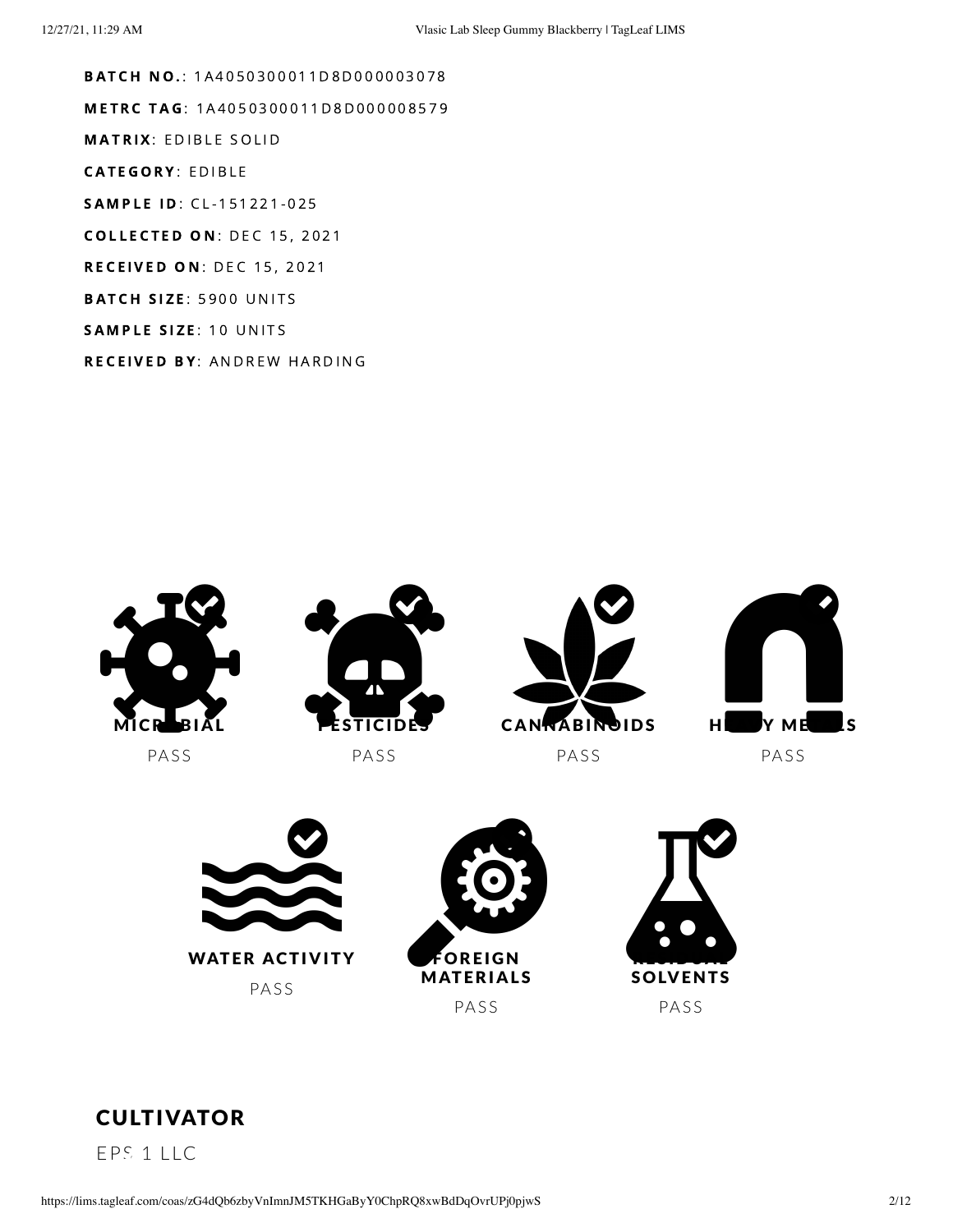**BATCH NO.**: 1A4050300011D8D000003078

**METRC TAG**: 1A4050300011D8D000008579

**MATRIX**: EDIBLE SOLID

**CATEGORY**: EDIBLE

**SAMPLE ID**: CL-151221-025

**COLLECTED ON**: DEC 15, 2021

**RECEIVED ON**: DEC 15, 2021

**BATCH SIZE**: 5900 UNITS

**SAMPLE SIZE**: 10 UNITS

**RECEIVED BY**: ANDREW HARDING

| Test | Result |
|---|---|
| MICROBIAL | PASS |
| PESTICIDES | PASS |
| CANNABINOIDS | PASS |
| HEAVY METALS | PASS |
| WATER ACTIVITY | PASS |
| FOREIGN MATERIALS | PASS |
| RESIDUAL SOLVENTS | PASS |

## CULTIVATOR

EPS 1 LLC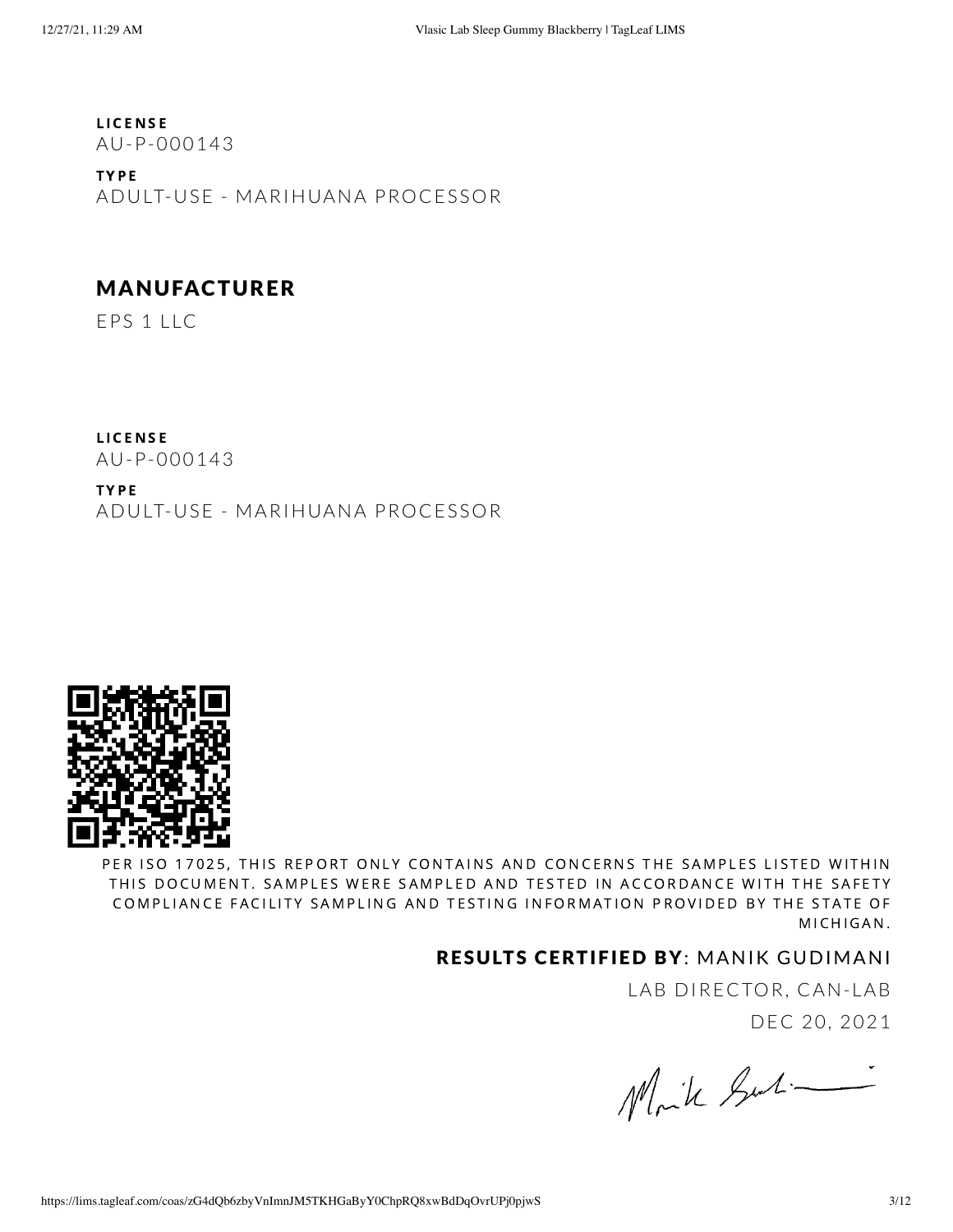**LICENSE**
AU-P-000143

**TYPE**
ADULT-USE - MARIHUANA PROCESSOR

## MANUFACTURER

EPS 1 LLC

**LICENSE**
AU-P-000143

**TYPE**
ADULT-USE - MARIHUANA PROCESSOR

PER ISO 17025, THIS REPORT ONLY CONTAINS AND CONCERNS THE SAMPLES LISTED WITHIN THIS DOCUMENT. SAMPLES WERE SAMPLED AND TESTED IN ACCORDANCE WITH THE SAFETY COMPLIANCE FACILITY SAMPLING AND TESTING INFORMATION PROVIDED BY THE STATE OF MICHIGAN.

**RESULTS CERTIFIED BY**: MANIK GUDIMANI

LAB DIRECTOR, CAN-LAB

DEC 20, 2021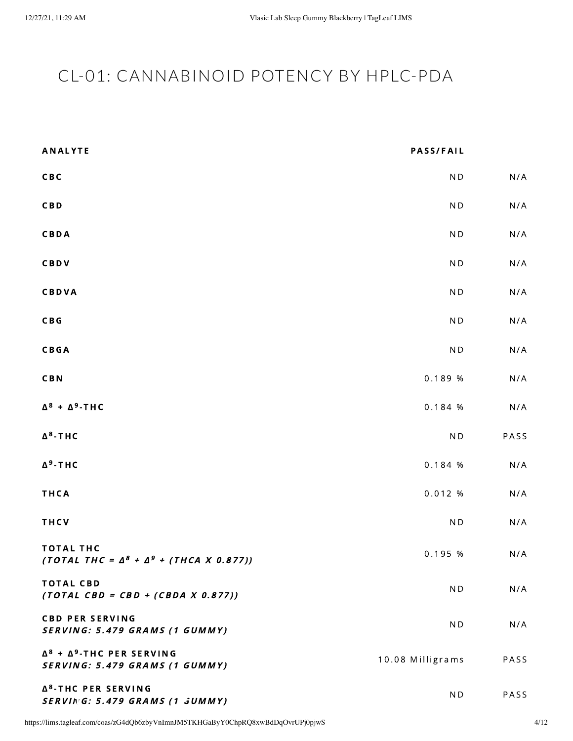# CL-01: CANNABINOID POTENCY BY HPLC-PDA

| ANALYTE | PASS/FAIL | |
|---|---|---|
| CBC | ND | N/A |
| CBD | ND | N/A |
| CBDA | ND | N/A |
| CBDV | ND | N/A |
| CBDVA | ND | N/A |
| CBG | ND | N/A |
| CBGA | ND | N/A |
| CBN | 0.189 % | N/A |
| $\Delta^8$ + $\Delta^9$-THC | 0.184 % | N/A |
| $\Delta^8$-THC | ND | PASS |
| $\Delta^9$-THC | 0.184 % | N/A |
| THCA | 0.012 % | N/A |
| THCV | ND | N/A |
| **TOTAL THC** *(TOTAL THC = $\Delta^8$ + $\Delta^9$ + (THCA X 0.877))* | 0.195 % | N/A |
| **TOTAL CBD** *(TOTAL CBD = CBD + (CBDA X 0.877))* | ND | N/A |
| **CBD PER SERVING** *SERVING: 5.479 GRAMS (1 GUMMY)* | ND | N/A |
| **$\Delta^8$ + $\Delta^9$-THC PER SERVING** *SERVING: 5.479 GRAMS (1 GUMMY)* | 10.08 Milligrams | PASS |
| **$\Delta^8$-THC PER SERVING** *SERVING: 5.479 GRAMS (1 GUMMY)* | ND | PASS |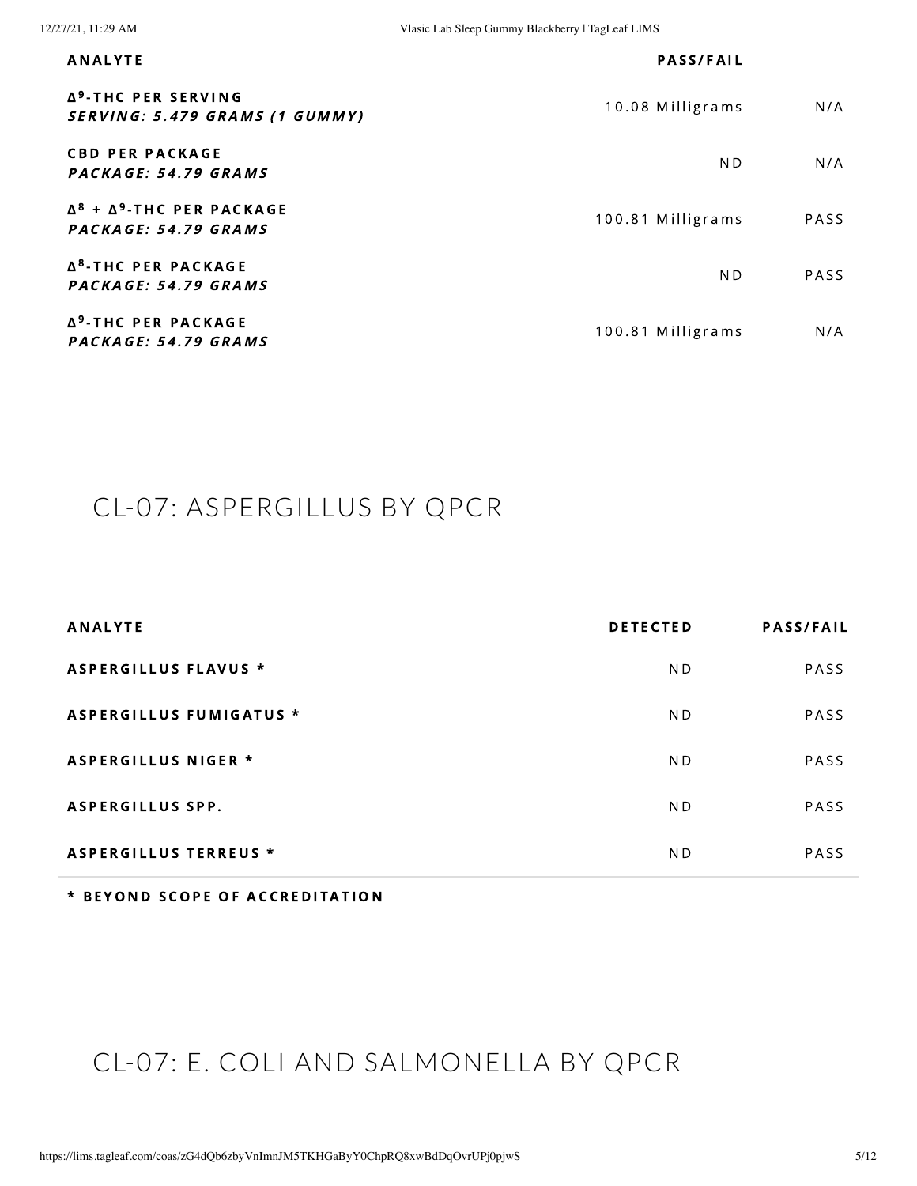| ANALYTE | | PASS/FAIL |
|---|---|---|
| $\Delta^9$-THC PER SERVING<br>*SERVING: 5.479 GRAMS (1 GUMMY)* | 10.08 Milligrams | N/A |
| CBD PER PACKAGE<br>*PACKAGE: 54.79 GRAMS* | ND | N/A |
| $\Delta^8$ + $\Delta^9$-THC PER PACKAGE<br>*PACKAGE: 54.79 GRAMS* | 100.81 Milligrams | PASS |
| $\Delta^8$-THC PER PACKAGE<br>*PACKAGE: 54.79 GRAMS* | ND | PASS |
| $\Delta^9$-THC PER PACKAGE<br>*PACKAGE: 54.79 GRAMS* | 100.81 Milligrams | N/A |

## CL-07: ASPERGILLUS BY QPCR

| ANALYTE | DETECTED | PASS/FAIL |
|---|---|---|
| ASPERGILLUS FLAVUS * | ND | PASS |
| ASPERGILLUS FUMIGATUS * | ND | PASS |
| ASPERGILLUS NIGER * | ND | PASS |
| ASPERGILLUS SPP. | ND | PASS |
| ASPERGILLUS TERREUS * | ND | PASS |

**\* BEYOND SCOPE OF ACCREDITATION**

## CL-07: E. COLI AND SALMONELLA BY QPCR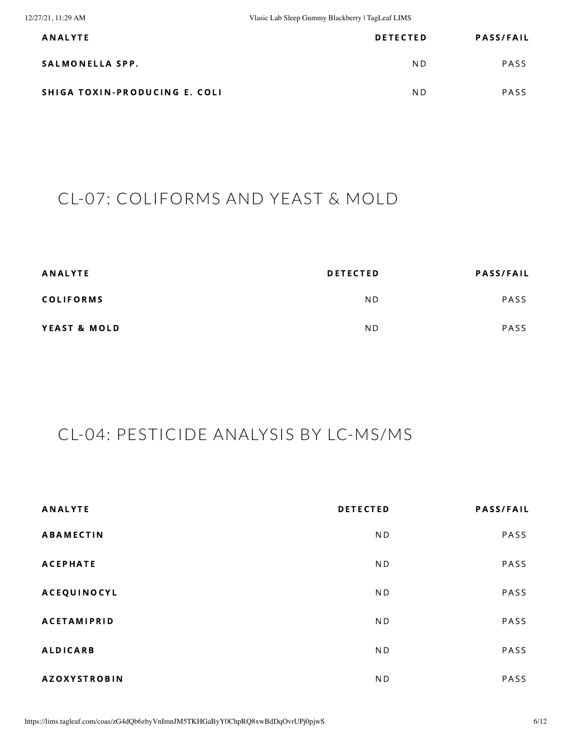| ANALYTE | DETECTED | PASS/FAIL |
| --- | --- | --- |
| SALMONELLA SPP. | ND | PASS |
| SHIGA TOXIN-PRODUCING E. COLI | ND | PASS |

## CL-07: COLIFORMS AND YEAST & MOLD

| ANALYTE | DETECTED | PASS/FAIL |
| --- | --- | --- |
| COLIFORMS | ND | PASS |
| YEAST & MOLD | ND | PASS |

## CL-04: PESTICIDE ANALYSIS BY LC-MS/MS

| ANALYTE | DETECTED | PASS/FAIL |
| --- | --- | --- |
| ABAMECTIN | ND | PASS |
| ACEPHATE | ND | PASS |
| ACEQUINOCYL | ND | PASS |
| ACETAMIPRID | ND | PASS |
| ALDICARB | ND | PASS |
| AZOXYSTROBIN | ND | PASS |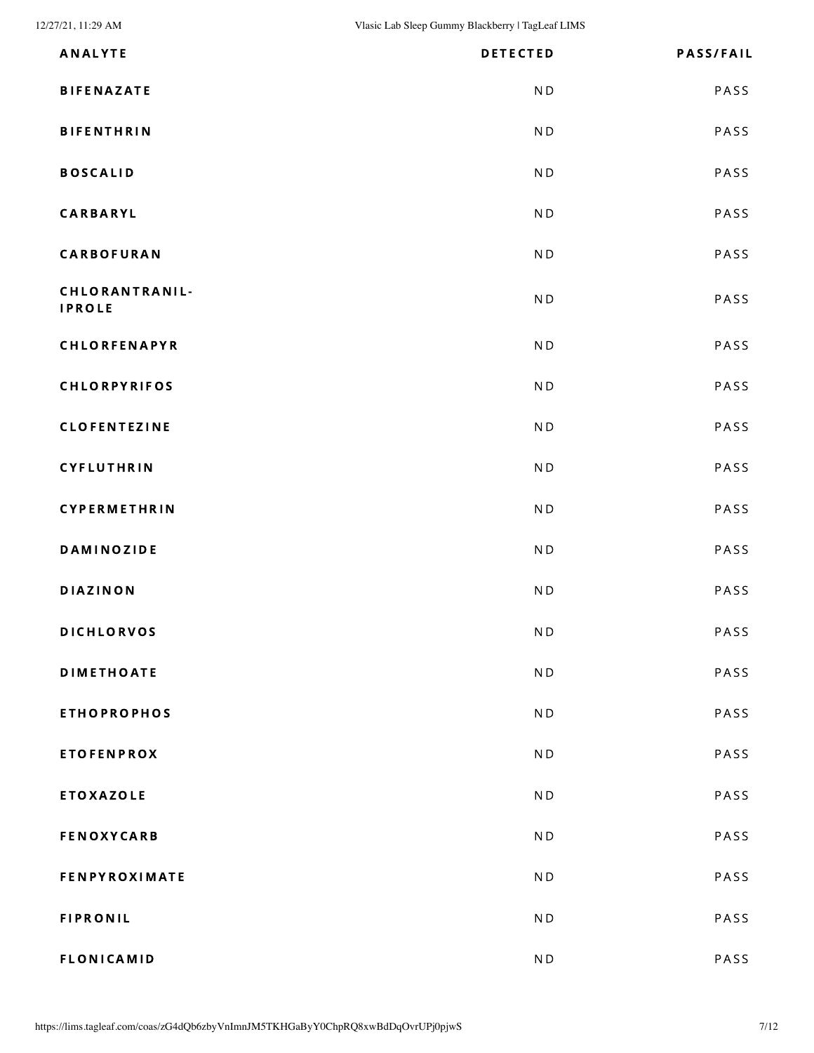| ANALYTE | DETECTED | PASS/FAIL |
| --- | --- | --- |
| BIFENAZATE | ND | PASS |
| BIFENTHRIN | ND | PASS |
| BOSCALID | ND | PASS |
| CARBARYL | ND | PASS |
| CARBOFURAN | ND | PASS |
| CHLORANTRANIL-IPROLE | ND | PASS |
| CHLORFENAPYR | ND | PASS |
| CHLORPYRIFOS | ND | PASS |
| CLOFENTEZINE | ND | PASS |
| CYFLUTHRIN | ND | PASS |
| CYPERMETHRIN | ND | PASS |
| DAMINOZIDE | ND | PASS |
| DIAZINON | ND | PASS |
| DICHLORVOS | ND | PASS |
| DIMETHOATE | ND | PASS |
| ETHOPROPHOS | ND | PASS |
| ETOFENPROX | ND | PASS |
| ETOXAZOLE | ND | PASS |
| FENOXYCARB | ND | PASS |
| FENPYROXIMATE | ND | PASS |
| FIPRONIL | ND | PASS |
| FLONICAMID | ND | PASS |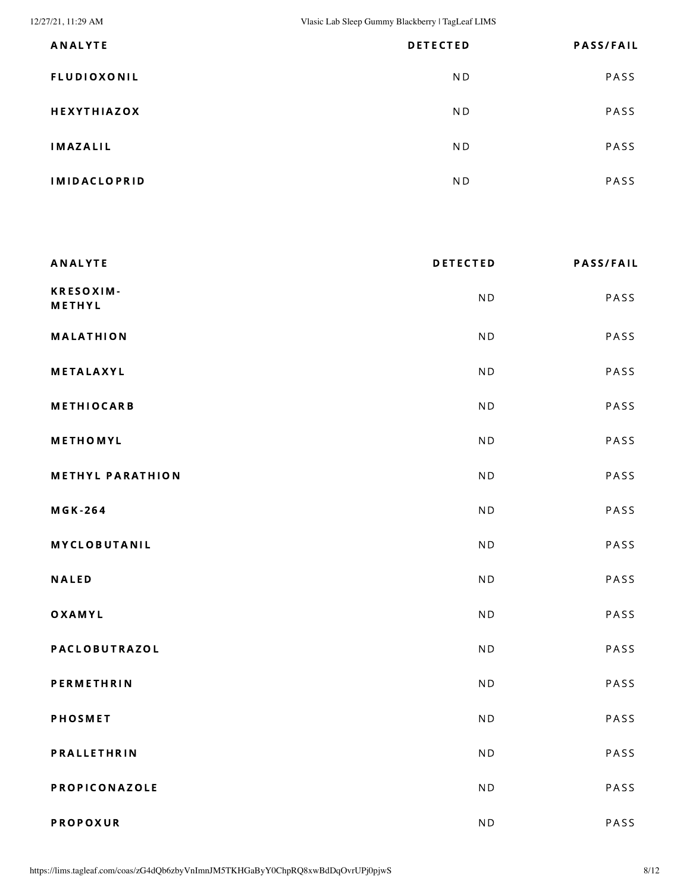| ANALYTE | DETECTED | PASS/FAIL |
| --- | --- | --- |
| FLUDIOXONIL | ND | PASS |
| HEXYTHIAZOX | ND | PASS |
| IMAZALIL | ND | PASS |
| IMIDACLOPRID | ND | PASS |

| ANALYTE | DETECTED | PASS/FAIL |
| --- | --- | --- |
| KRESOXIM-METHYL | ND | PASS |
| MALATHION | ND | PASS |
| METALAXYL | ND | PASS |
| METHIOCARB | ND | PASS |
| METHOMYL | ND | PASS |
| METHYL PARATHION | ND | PASS |
| MGK-264 | ND | PASS |
| MYCLOBUTANIL | ND | PASS |
| NALED | ND | PASS |
| OXAMYL | ND | PASS |
| PACLOBUTRAZOL | ND | PASS |
| PERMETHRIN | ND | PASS |
| PHOSMET | ND | PASS |
| PRALLETHRIN | ND | PASS |
| PROPICONAZOLE | ND | PASS |
| PROPOXUR | ND | PASS |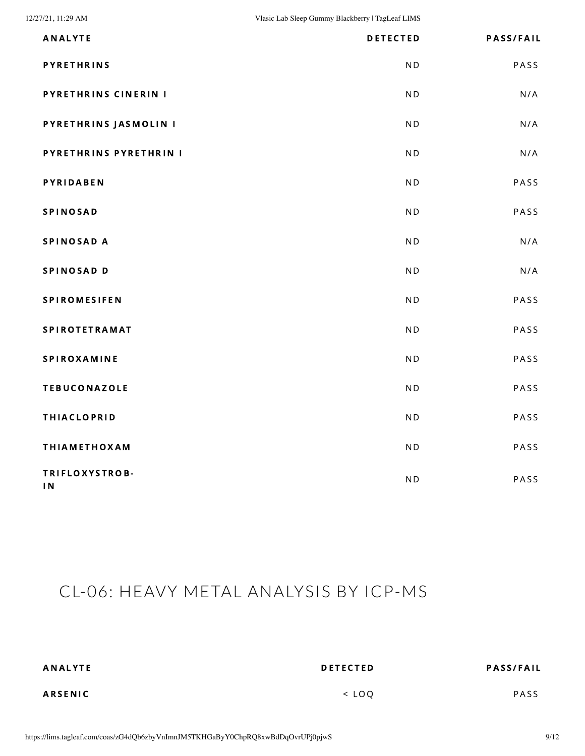| ANALYTE | DETECTED | PASS/FAIL |
| --- | --- | --- |
| PYRETHRINS | ND | PASS |
| PYRETHRINS CINERIN I | ND | N/A |
| PYRETHRINS JASMOLIN I | ND | N/A |
| PYRETHRINS PYRETHRIN I | ND | N/A |
| PYRIDABEN | ND | PASS |
| SPINOSAD | ND | PASS |
| SPINOSAD A | ND | N/A |
| SPINOSAD D | ND | N/A |
| SPIROMESIFEN | ND | PASS |
| SPIROTETRAMAT | ND | PASS |
| SPIROXAMINE | ND | PASS |
| TEBUCONAZOLE | ND | PASS |
| THIACLOPRID | ND | PASS |
| THIAMETHOXAM | ND | PASS |
| TRIFLOXYSTROBIN | ND | PASS |

## CL-06: HEAVY METAL ANALYSIS BY ICP-MS

| ANALYTE | DETECTED | PASS/FAIL |
| --- | --- | --- |
| ARSENIC | < LOQ | PASS |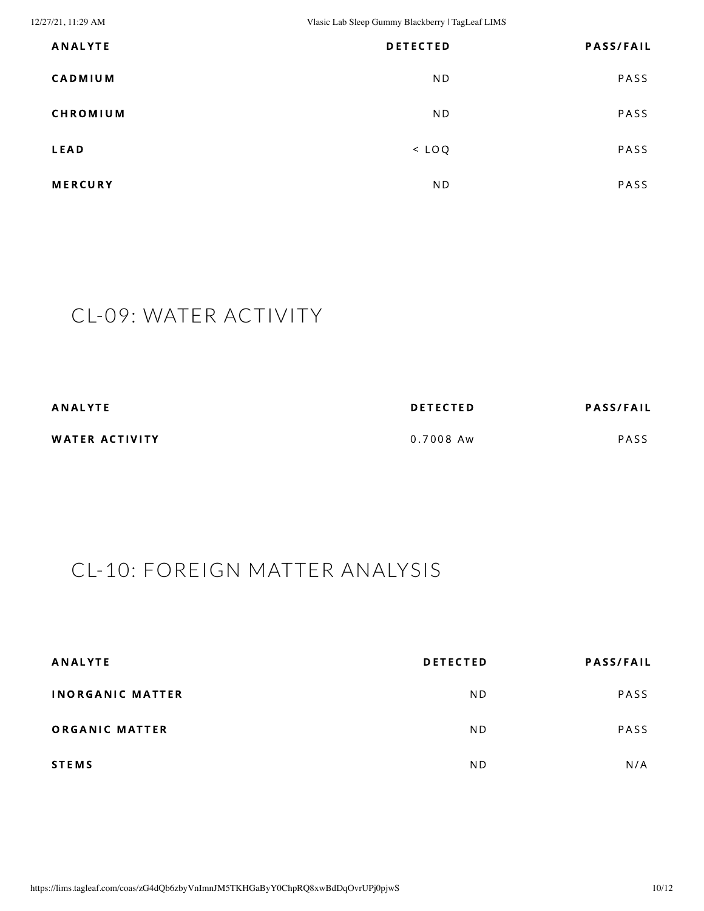| ANALYTE | DETECTED | PASS/FAIL |
| --- | --- | --- |
| CADMIUM | ND | PASS |
| CHROMIUM | ND | PASS |
| LEAD | < LOQ | PASS |
| MERCURY | ND | PASS |

## CL-09: WATER ACTIVITY

| ANALYTE | DETECTED | PASS/FAIL |
| --- | --- | --- |
| WATER ACTIVITY | 0.7008 Aw | PASS |

## CL-10: FOREIGN MATTER ANALYSIS

| ANALYTE | DETECTED | PASS/FAIL |
| --- | --- | --- |
| INORGANIC MATTER | ND | PASS |
| ORGANIC MATTER | ND | PASS |
| STEMS | ND | N/A |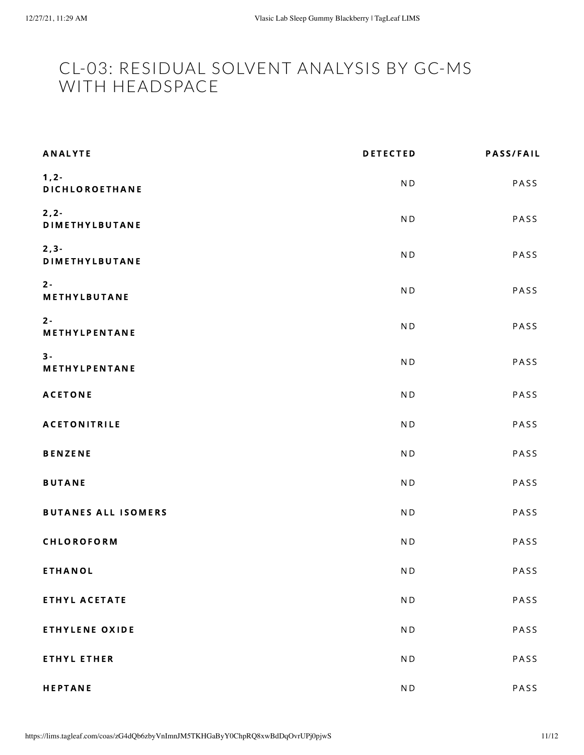# CL-03: RESIDUAL SOLVENT ANALYSIS BY GC-MS WITH HEADSPACE

| ANALYTE | DETECTED | PASS/FAIL |
| --- | --- | --- |
| 1,2-DICHLOROETHANE | ND | PASS |
| 2,2-DIMETHYLBUTANE | ND | PASS |
| 2,3-DIMETHYLBUTANE | ND | PASS |
| 2-METHYLBUTANE | ND | PASS |
| 2-METHYLPENTANE | ND | PASS |
| 3-METHYLPENTANE | ND | PASS |
| ACETONE | ND | PASS |
| ACETONITRILE | ND | PASS |
| BENZENE | ND | PASS |
| BUTANE | ND | PASS |
| BUTANES ALL ISOMERS | ND | PASS |
| CHLOROFORM | ND | PASS |
| ETHANOL | ND | PASS |
| ETHYL ACETATE | ND | PASS |
| ETHYLENE OXIDE | ND | PASS |
| ETHYL ETHER | ND | PASS |
| HEPTANE | ND | PASS |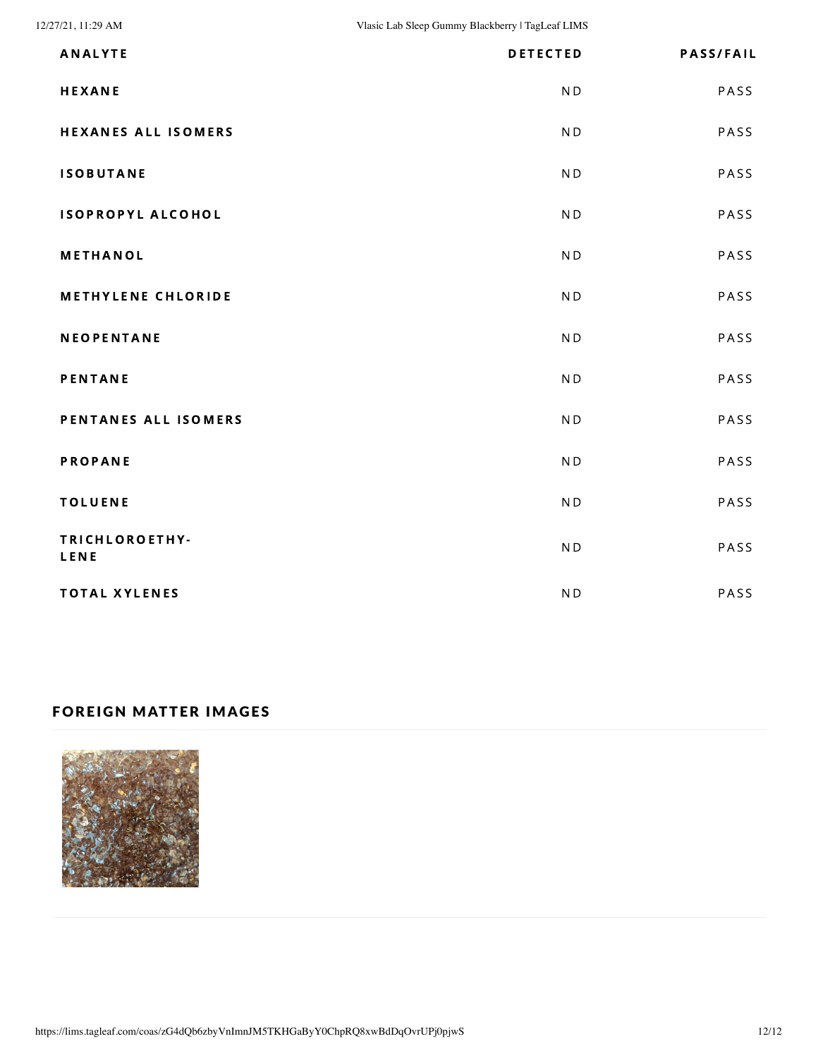| ANALYTE | DETECTED | PASS/FAIL |
| --- | --- | --- |
| HEXANE | ND | PASS |
| HEXANES ALL ISOMERS | ND | PASS |
| ISOBUTANE | ND | PASS |
| ISOPROPYL ALCOHOL | ND | PASS |
| METHANOL | ND | PASS |
| METHYLENE CHLORIDE | ND | PASS |
| NEOPENTANE | ND | PASS |
| PENTANE | ND | PASS |
| PENTANES ALL ISOMERS | ND | PASS |
| PROPANE | ND | PASS |
| TOLUENE | ND | PASS |
| TRICHLOROETHYLENE | ND | PASS |
| TOTAL XYLENES | ND | PASS |

## FOREIGN MATTER IMAGES